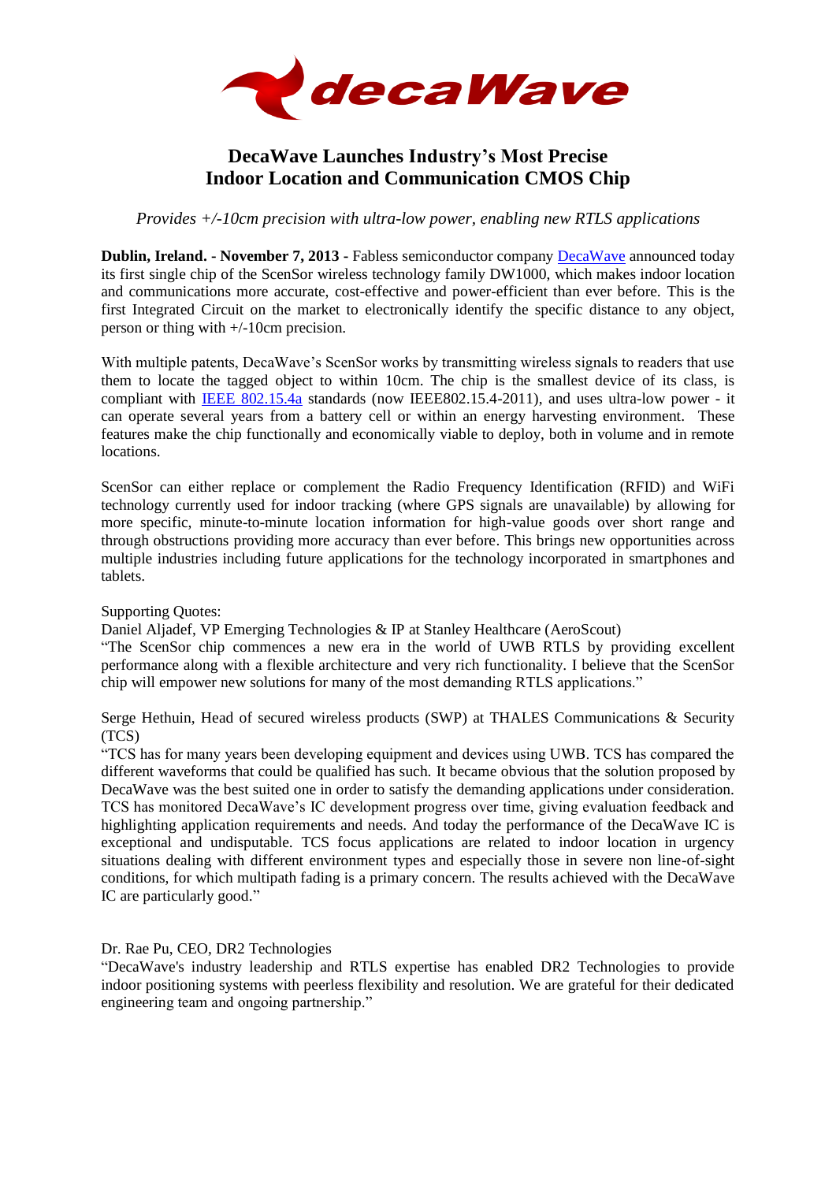# DecaWave Launches Industry's Most Precise Indoor Location and Communication CMOS Chip

*Provides +/-10cm precision with ultra-low power, enabling new RTLS applications*

**Dublin, Ireland. - November 7, 2013 -** Fabless semiconductor company DecaWave announced today its first single chip of the ScenSor wireless technology family DW1000, which makes indoor location and communications more accurate, cost-effective and power-efficient than ever before. This is the first Integrated Circuit on the market to electronically identify the specific distance to any object, person or thing with +/-10cm precision.

With multiple patents, DecaWave's ScenSor works by transmitting wireless signals to readers that use them to locate the tagged object to within 10cm. The chip is the smallest device of its class, is compliant with IEEE 802.15.4a standards (now IEEE802.15.4-2011), and uses ultra-low power - it can operate several years from a battery cell or within an energy harvesting environment. These features make the chip functionally and economically viable to deploy, both in volume and in remote locations.

ScenSor can either replace or complement the Radio Frequency Identification (RFID) and WiFi technology currently used for indoor tracking (where GPS signals are unavailable) by allowing for more specific, minute-to-minute location information for high-value goods over short range and through obstructions providing more accuracy than ever before. This brings new opportunities across multiple industries including future applications for the technology incorporated in smartphones and tablets.

Supporting Quotes:
Daniel Aljadef, VP Emerging Technologies & IP at Stanley Healthcare (AeroScout)
"The ScenSor chip commences a new era in the world of UWB RTLS by providing excellent performance along with a flexible architecture and very rich functionality. I believe that the ScenSor chip will empower new solutions for many of the most demanding RTLS applications."

Serge Hethuin, Head of secured wireless products (SWP) at THALES Communications & Security (TCS)
"TCS has for many years been developing equipment and devices using UWB. TCS has compared the different waveforms that could be qualified has such. It became obvious that the solution proposed by DecaWave was the best suited one in order to satisfy the demanding applications under consideration. TCS has monitored DecaWave's IC development progress over time, giving evaluation feedback and highlighting application requirements and needs. And today the performance of the DecaWave IC is exceptional and undisputable. TCS focus applications are related to indoor location in urgency situations dealing with different environment types and especially those in severe non line-of-sight conditions, for which multipath fading is a primary concern. The results achieved with the DecaWave IC are particularly good."

Dr. Rae Pu, CEO, DR2 Technologies
"DecaWave's industry leadership and RTLS expertise has enabled DR2 Technologies to provide indoor positioning systems with peerless flexibility and resolution. We are grateful for their dedicated engineering team and ongoing partnership."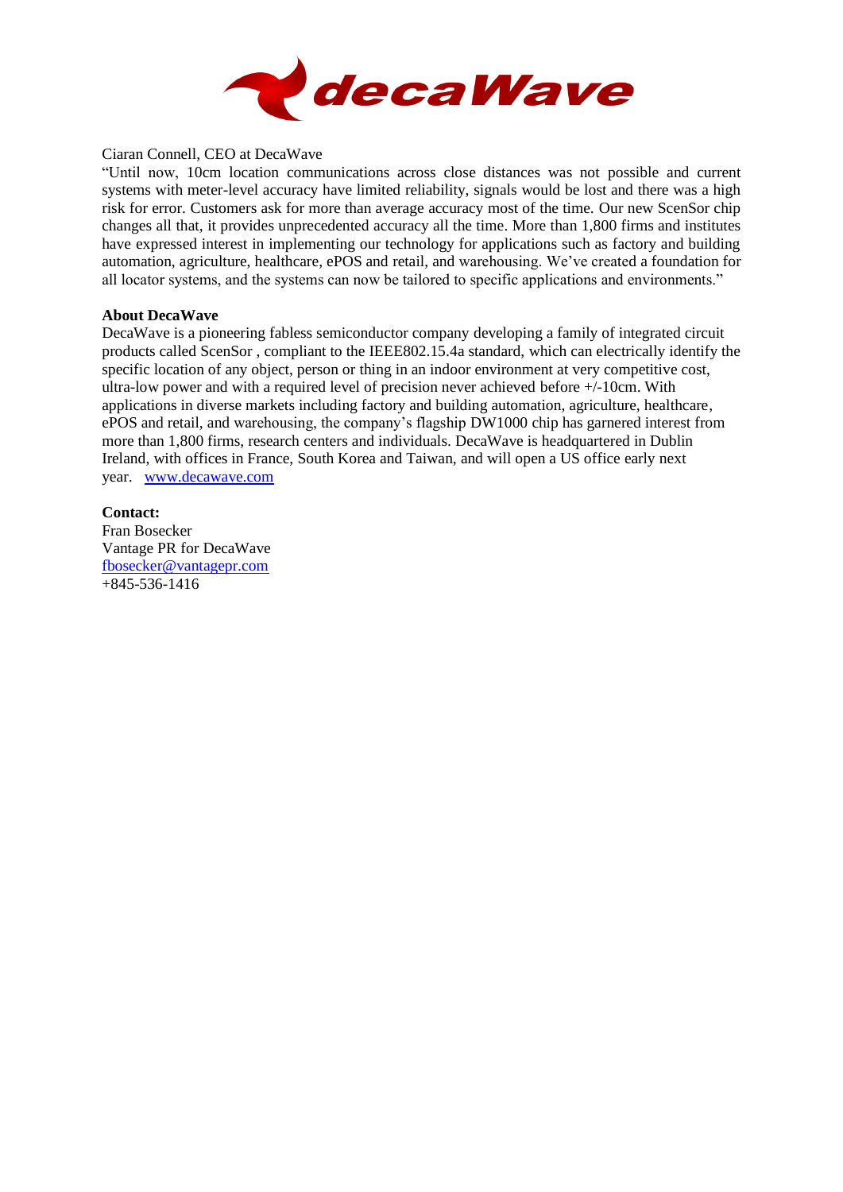Ciaran Connell, CEO at DecaWave

"Until now, 10cm location communications across close distances was not possible and current systems with meter-level accuracy have limited reliability, signals would be lost and there was a high risk for error. Customers ask for more than average accuracy most of the time. Our new ScenSor chip changes all that, it provides unprecedented accuracy all the time. More than 1,800 firms and institutes have expressed interest in implementing our technology for applications such as factory and building automation, agriculture, healthcare, ePOS and retail, and warehousing. We've created a foundation for all locator systems, and the systems can now be tailored to specific applications and environments."

**About DecaWave**

DecaWave is a pioneering fabless semiconductor company developing a family of integrated circuit products called ScenSor , compliant to the IEEE802.15.4a standard, which can electrically identify the specific location of any object, person or thing in an indoor environment at very competitive cost, ultra-low power and with a required level of precision never achieved before +/-10cm. With applications in diverse markets including factory and building automation, agriculture, healthcare, ePOS and retail, and warehousing, the company's flagship DW1000 chip has garnered interest from more than 1,800 firms, research centers and individuals. DecaWave is headquartered in Dublin Ireland, with offices in France, South Korea and Taiwan, and will open a US office early next year. [www.decawave.com](http://www.decawave.com)

**Contact:**

Fran Bosecker
Vantage PR for DecaWave
[fbosecker@vantagepr.com](mailto:fbosecker@vantagepr.com)
+845-536-1416